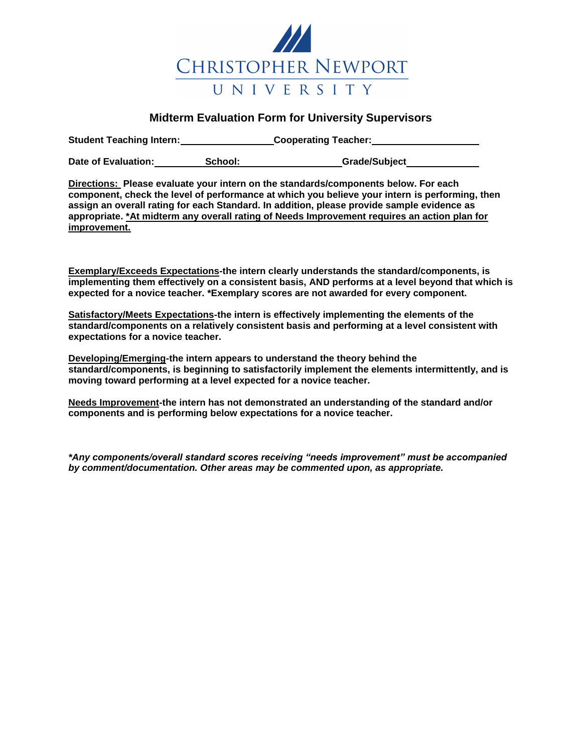CHRISTOPHER NEWPORT UNIVERSITY

## Midterm Evaluation Form for University Supervisors

**Student Teaching Intern:** ________________ **Cooperating Teacher:** ____________________

**Date of Evaluation:** __________ **School:** __________________ **Grade/Subject** _____________

**Directions:** **Please evaluate your intern on the standards/components below. For each component, check the level of performance at which you believe your intern is performing, then assign an overall rating for each Standard. In addition, please provide sample evidence as appropriate. *At midterm any overall rating of Needs Improvement requires an action plan for improvement.**

**Exemplary/Exceeds Expectations-the intern clearly understands the standard/components, is implementing them effectively on a consistent basis, AND performs at a level beyond that which is expected for a novice teacher. *Exemplary scores are not awarded for every component.**

**Satisfactory/Meets Expectations-the intern is effectively implementing the elements of the standard/components on a relatively consistent basis and performing at a level consistent with expectations for a novice teacher.**

**Developing/Emerging-the intern appears to understand the theory behind the standard/components, is beginning to satisfactorily implement the elements intermittently, and is moving toward performing at a level expected for a novice teacher.**

**Needs Improvement-the intern has not demonstrated an understanding of the standard and/or components and is performing below expectations for a novice teacher.**

***Any components/overall standard scores receiving "needs improvement" must be accompanied by comment/documentation. Other areas may be commented upon, as appropriate.***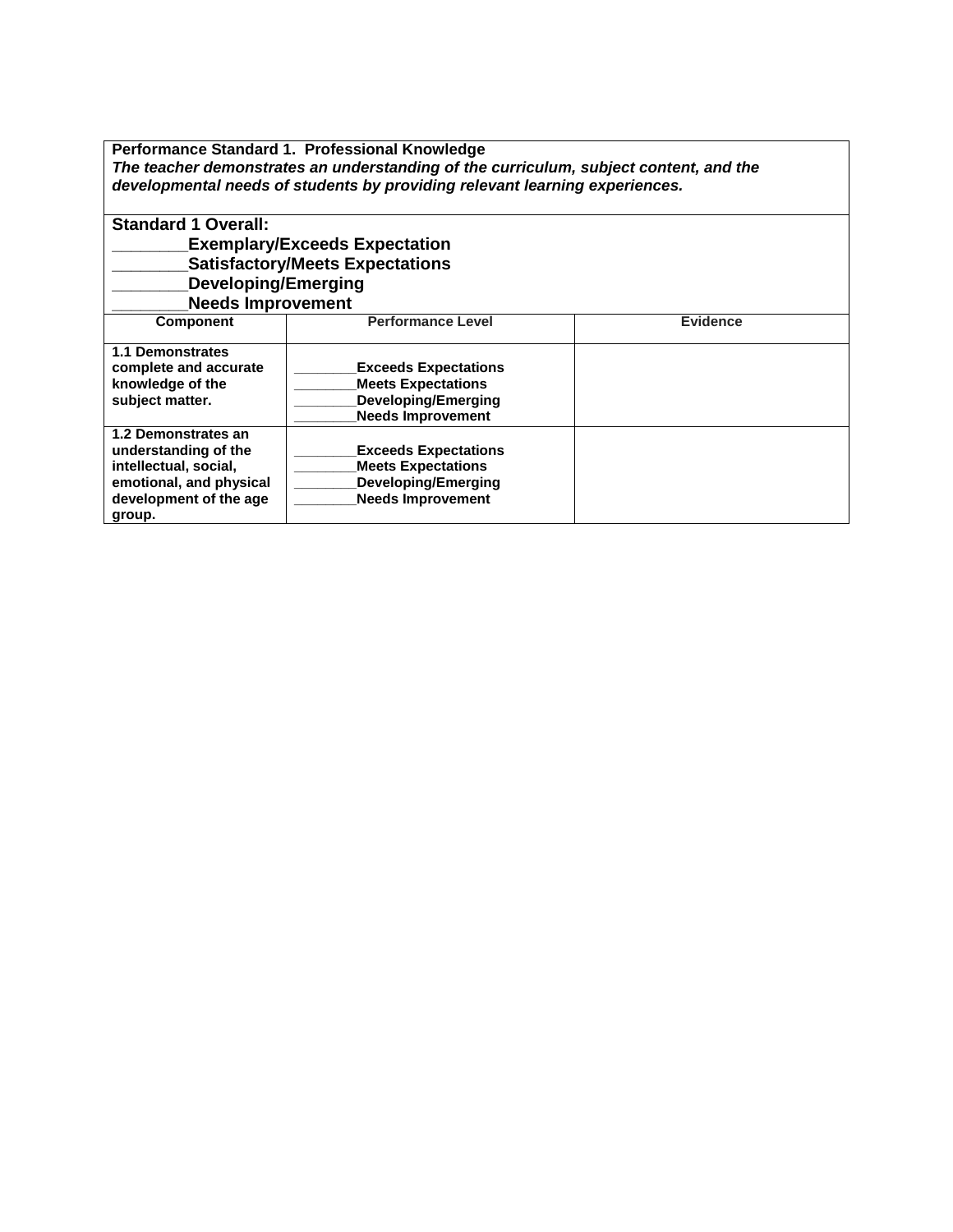**Performance Standard 1. Professional Knowledge**

***The teacher demonstrates an understanding of the curriculum, subject content, and the developmental needs of students by providing relevant learning experiences.***

**Standard 1 Overall:**
**________Exemplary/Exceeds Expectation**
**________Satisfactory/Meets Expectations**
**________Developing/Emerging**
**________Needs Improvement**

| Component | Performance Level | Evidence |
|---|---|---|
| **1.1 Demonstrates complete and accurate knowledge of the subject matter.** | **________Exceeds Expectations**<br>**________Meets Expectations**<br>**________Developing/Emerging**<br>**________Needs Improvement** | |
| **1.2 Demonstrates an understanding of the intellectual, social, emotional, and physical development of the age group.** | **________Exceeds Expectations**<br>**________Meets Expectations**<br>**________Developing/Emerging**<br>**________Needs Improvement** | |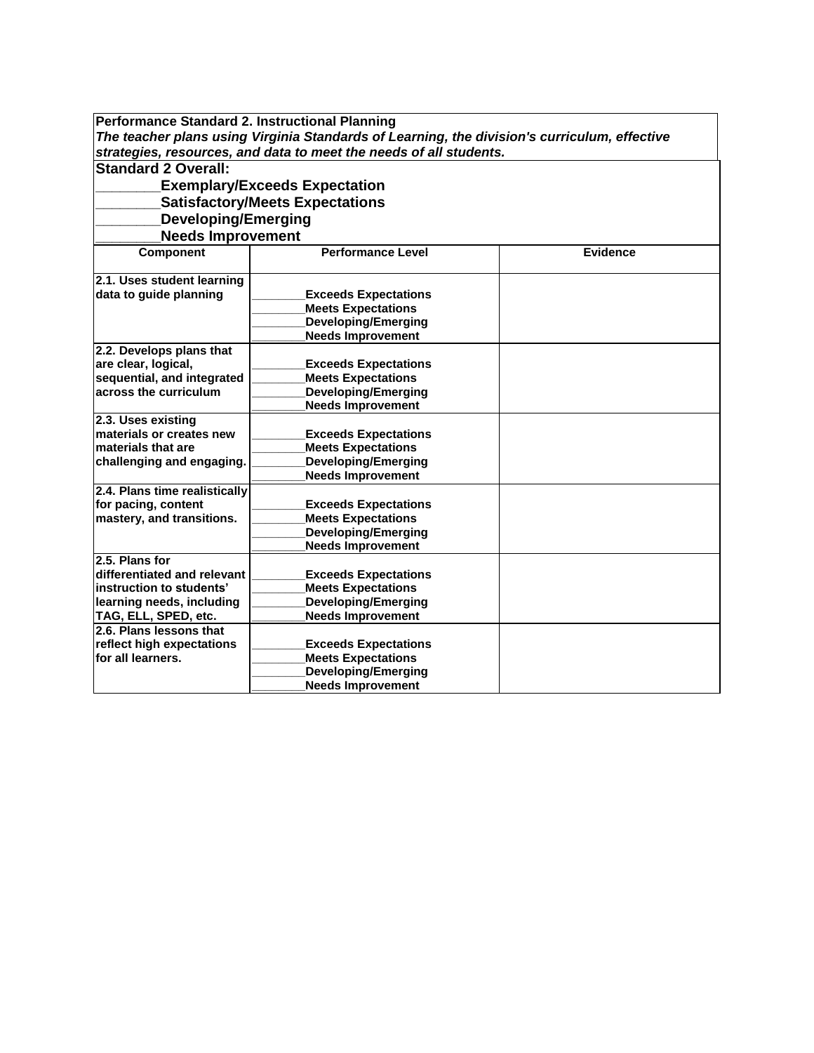**Performance Standard 2. Instructional Planning**

***The teacher plans using Virginia Standards of Learning, the division's curriculum, effective strategies, resources, and data to meet the needs of all students.***

**Standard 2 Overall:**

**________Exemplary/Exceeds Expectation**

**________Satisfactory/Meets Expectations**

**________Developing/Emerging**

**________Needs Improvement**

| Component | Performance Level | Evidence |
|---|---|---|
| **2.1. Uses student learning data to guide planning** | **________Exceeds Expectations**<br>**________Meets Expectations**<br>**________Developing/Emerging**<br>**________Needs Improvement** | |
| **2.2. Develops plans that are clear, logical, sequential, and integrated across the curriculum** | **________Exceeds Expectations**<br>**________Meets Expectations**<br>**________Developing/Emerging**<br>**________Needs Improvement** | |
| **2.3. Uses existing materials or creates new materials that are challenging and engaging.** | **________Exceeds Expectations**<br>**________Meets Expectations**<br>**________Developing/Emerging**<br>**________Needs Improvement** | |
| **2.4. Plans time realistically for pacing, content mastery, and transitions.** | **________Exceeds Expectations**<br>**________Meets Expectations**<br>**________Developing/Emerging**<br>**________Needs Improvement** | |
| **2.5. Plans for differentiated and relevant instruction to students' learning needs, including TAG, ELL, SPED, etc.** | **________Exceeds Expectations**<br>**________Meets Expectations**<br>**________Developing/Emerging**<br>**________Needs Improvement** | |
| **2.6. Plans lessons that reflect high expectations for all learners.** | **________Exceeds Expectations**<br>**________Meets Expectations**<br>**________Developing/Emerging**<br>**________Needs Improvement** | |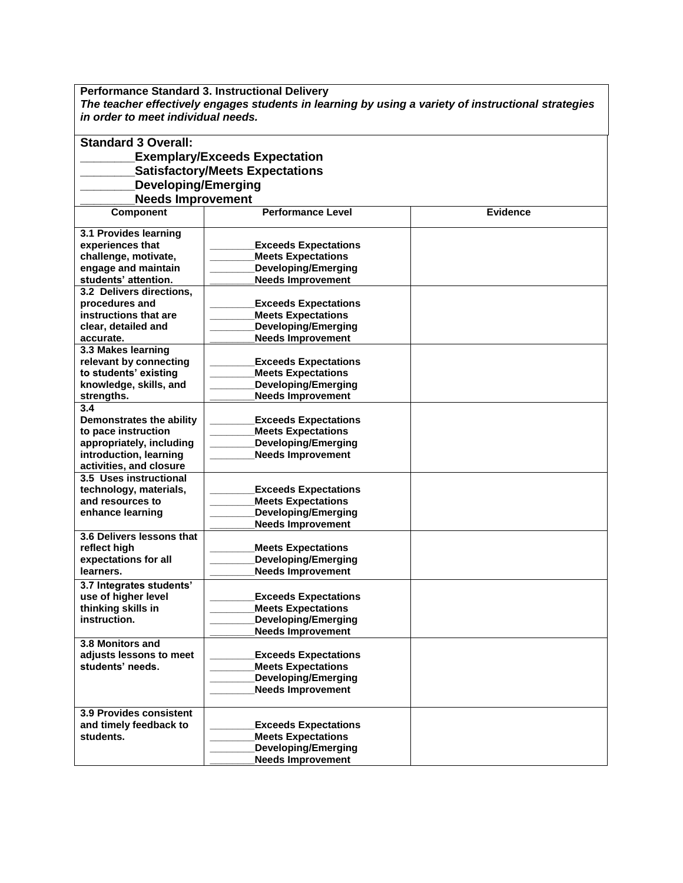**Performance Standard 3. Instructional Delivery**
***The teacher effectively engages students in learning by using a variety of instructional strategies in order to meet individual needs.***

**Standard 3 Overall:**
**________Exemplary/Exceeds Expectation**
**________Satisfactory/Meets Expectations**
**________Developing/Emerging**
**________Needs Improvement**

| Component | Performance Level | Evidence |
|---|---|---|
| **3.1 Provides learning experiences that challenge, motivate, engage and maintain students' attention.** | ________**Exceeds Expectations**<br>________**Meets Expectations**<br>________**Developing/Emerging**<br>________**Needs Improvement** | |
| **3.2 Delivers directions, procedures and instructions that are clear, detailed and accurate.** | ________**Exceeds Expectations**<br>________**Meets Expectations**<br>________**Developing/Emerging**<br>________**Needs Improvement** | |
| **3.3 Makes learning relevant by connecting to students' existing knowledge, skills, and strengths.** | ________**Exceeds Expectations**<br>________**Meets Expectations**<br>________**Developing/Emerging**<br>________**Needs Improvement** | |
| **3.4 Demonstrates the ability to pace instruction appropriiately, including introduction, learning activities, and closure** | ________**Exceeds Expectations**<br>________**Meets Expectations**<br>________**Developing/Emerging**<br>________**Needs Improvement** | |
| **3.5 Uses instructional technology, materials, and resources to enhance learning** | ________**Exceeds Expectations**<br>________**Meets Expectations**<br>________**Developing/Emerging**<br>________**Needs Improvement** | |
| **3.6 Delivers lessons that reflect high expectations for all learners.** | ________**Meets Expectations**<br>________**Developing/Emerging**<br>________**Needs Improvement** | |
| **3.7 Integrates students' use of higher level thinking skills in instruction.** | ________**Exceeds Expectations**<br>________**Meets Expectations**<br>________**Developing/Emerging**<br>________**Needs Improvement** | |
| **3.8 Monitors and adjusts lessons to meet students' needs.** | ________**Exceeds Expectations**<br>________**Meets Expectations**<br>________**Developing/Emerging**<br>________**Needs Improvement** | |
| **3.9 Provides consistent and timely feedback to students.** | ________**Exceeds Expectations**<br>________**Meets Expectations**<br>________**Developing/Emerging**<br>________**Needs Improvement** | |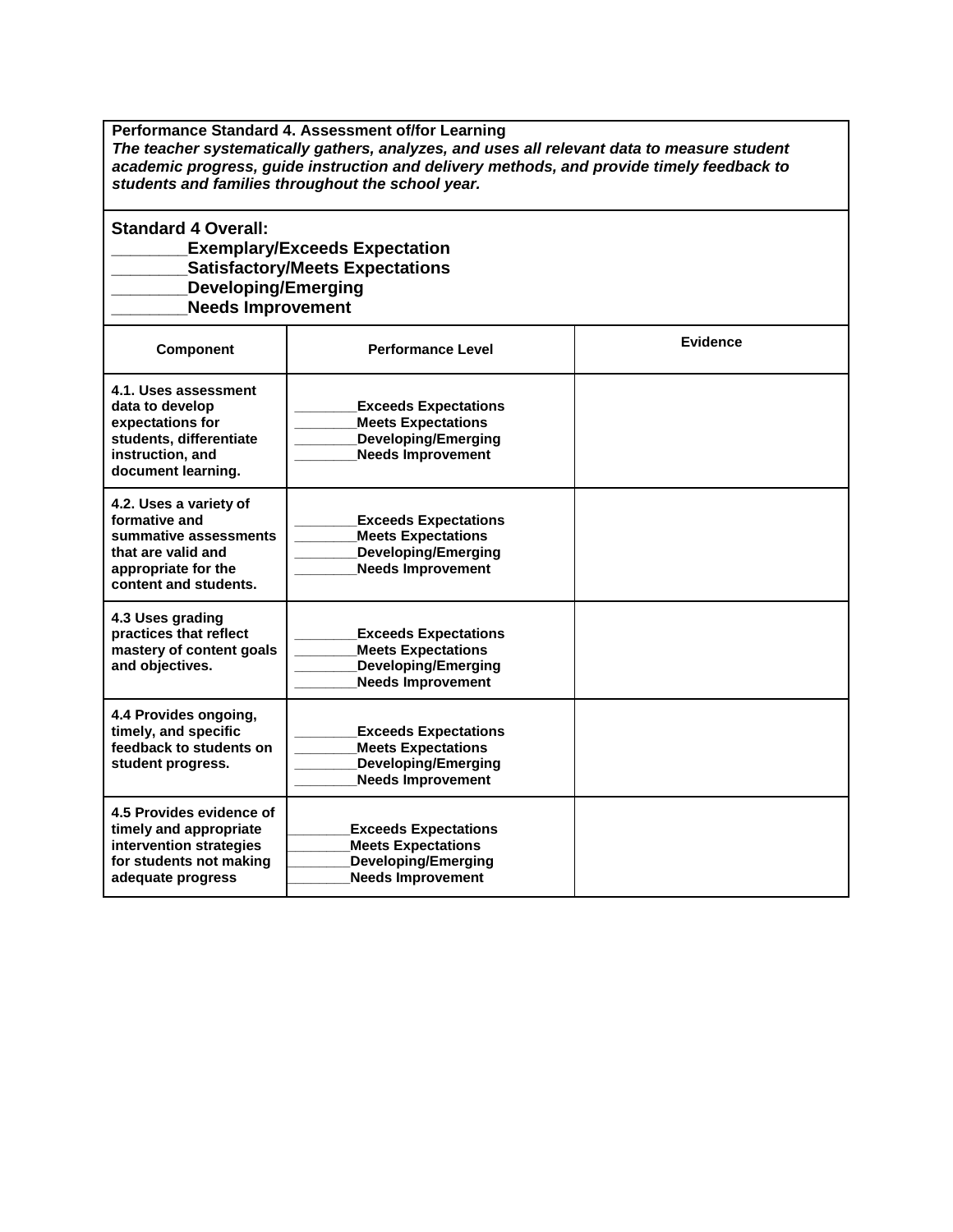**Performance Standard 4. Assessment of/for Learning**
***The teacher systematically gathers, analyzes, and uses all relevant data to measure student academic progress, guide instruction and delivery methods, and provide timely feedback to students and families throughout the school year.***

**Standard 4 Overall:**
**________Exemplary/Exceeds Expectation**
**________Satisfactory/Meets Expectations**
**________Developing/Emerging**
**________Needs Improvement**

| Component | Performance Level | Evidence |
|---|---|---|
| **4.1. Uses assessment data to develop expectations for students, differentiate instruction, and document learning.** | ________**Exceeds Expectations**<br>________**Meets Expectations**<br>________**Developing/Emerging**<br>________**Needs Improvement** | |
| **4.2. Uses a variety of formative and summative assessments that are valid and appropriate for the content and students.** | ________**Exceeds Expectations**<br>________**Meets Expectations**<br>________**Developing/Emerging**<br>________**Needs Improvement** | |
| **4.3 Uses grading practices that reflect mastery of content goals and objectives.** | ________**Exceeds Expectations**<br>________**Meets Expectations**<br>________**Developing/Emerging**<br>________**Needs Improvement** | |
| **4.4 Provides ongoing, timely, and specific feedback to students on student progress.** | ________**Exceeds Expectations**<br>________**Meets Expectations**<br>________**Developing/Emerging**<br>________**Needs Improvement** | |
| **4.5 Provides evidence of timely and appropriate intervention strategies for students not making adequate progress** | ________**Exceeds Expectations**<br>________**Meets Expectations**<br>________**Developing/Emerging**<br>________**Needs Improvement** | |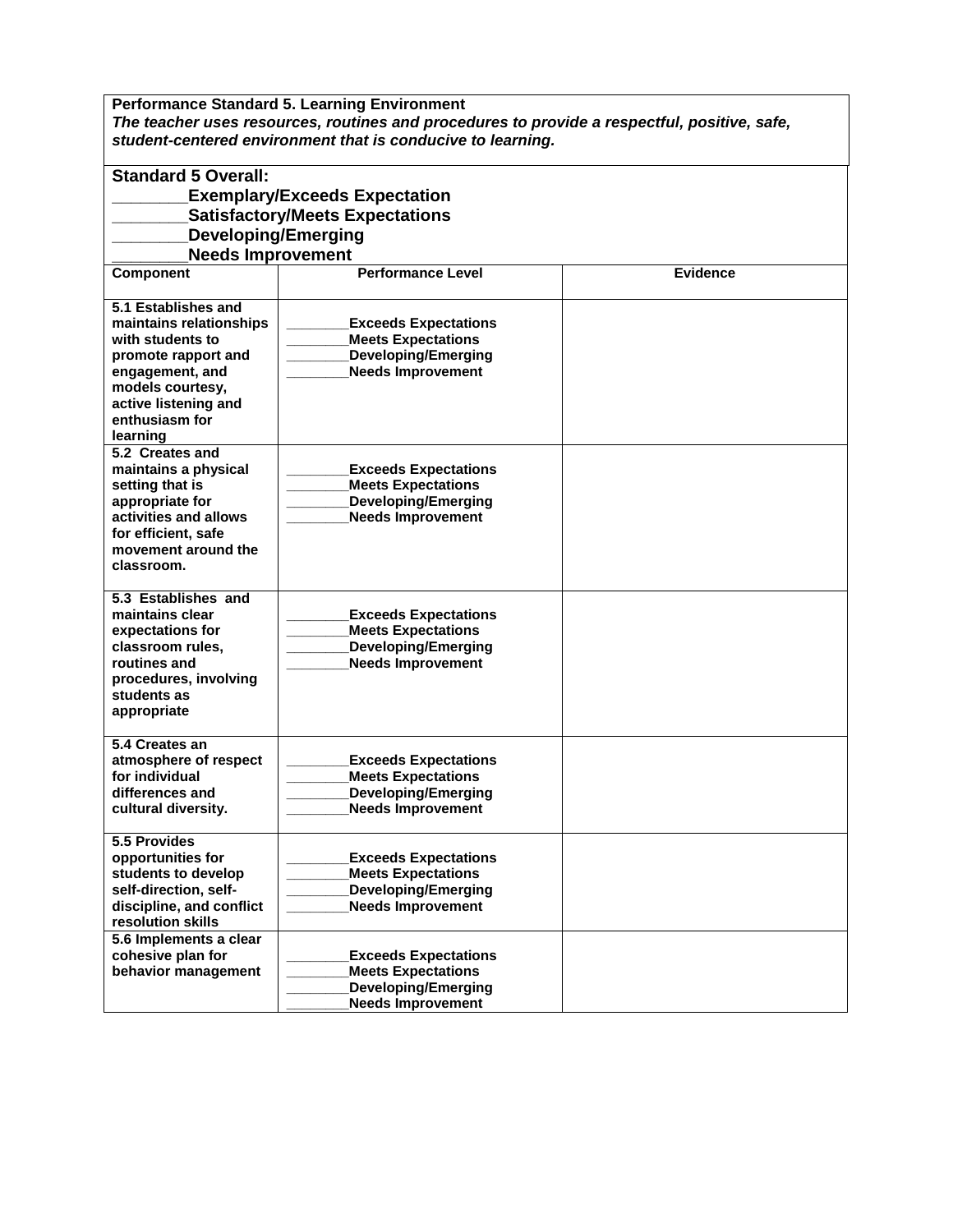**Performance Standard 5. Learning Environment**
***The teacher uses resources, routines and procedures to provide a respectful, positive, safe, student-centered environment that is conducive to learning.***

**Standard 5 Overall:**
**________Exemplary/Exceeds Expectation**
**________Satisfactory/Meets Expectations**
**________Developing/Emerging**
**________Needs Improvement**

| Component | Performance Level | Evidence |
|---|---|---|
| **5.1 Establishes and maintains relationships with students to promote rapport and engagement, and models courtesy, active listening and enthusiasm for learning** | ________**Exceeds Expectations**<br>________**Meets Expectations**<br>________**Developing/Emerging**<br>________**Needs Improvement** | |
| **5.2 Creates and maintains a physical setting that is appropriate for activities and allows for efficient, safe movement around the classroom.** | ________**Exceeds Expectations**<br>________**Meets Expectations**<br>________**Developing/Emerging**<br>________**Needs Improvement** | |
| **5.3 Establishes and maintains clear expectations for classroom rules, routines and procedures, involving students as appropriate** | ________**Exceeds Expectations**<br>________**Meets Expectations**<br>________**Developing/Emerging**<br>________**Needs Improvement** | |
| **5.4 Creates an atmosphere of respect for individual differences and cultural diversity.** | ________**Exceeds Expectations**<br>________**Meets Expectations**<br>________**Developing/Emerging**<br>________**Needs Improvement** | |
| **5.5 Provides opportunities for students to develop self-direction, self-discipline, and conflict resolution skills** | ________**Exceeds Expectations**<br>________**Meets Expectations**<br>________**Developing/Emerging**<br>________**Needs Improvement** | |
| **5.6 Implements a clear cohesive plan for behavior management** | ________**Exceeds Expectations**<br>________**Meets Expectations**<br>________**Developing/Emerging**<br>________**Needs Improvement** | |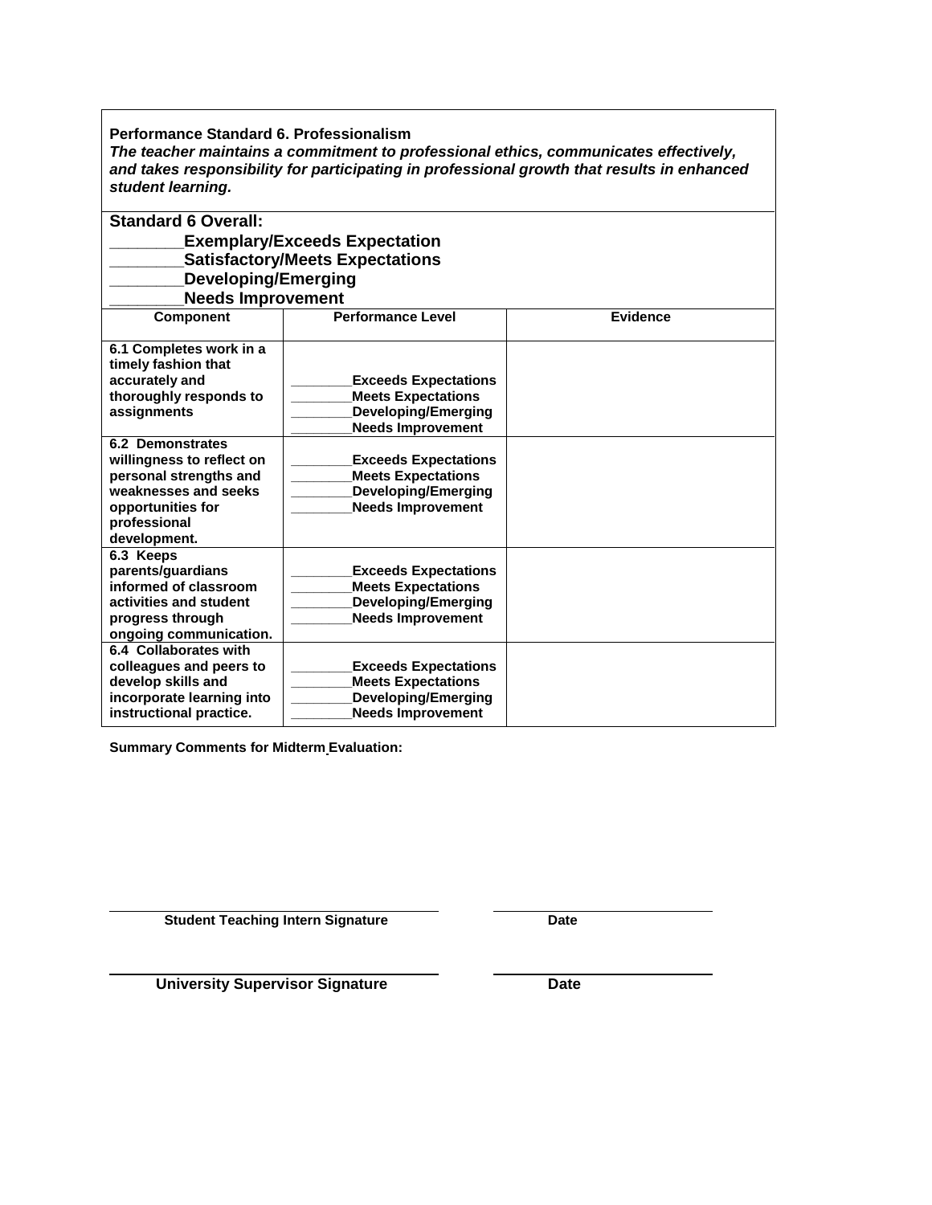**Performance Standard 6. Professionalism**
***The teacher maintains a commitment to professional ethics, communicates effectively, and takes responsibility for participating in professional growth that results in enhanced student learning.***

**Standard 6 Overall:**
**________Exemplary/Exceeds Expectation**
**________Satisfactory/Meets Expectations**
**________Developing/Emerging**
**________Needs Improvement**

| Component | Performance Level | Evidence |
|---|---|---|
| **6.1 Completes work in a timely fashion that accurately and thoroughly responds to assignments** | ________Exceeds Expectations<br>________Meets Expectations<br>________Developing/Emerging<br>________Needs Improvement | |
| **6.2 Demonstrates willingness to reflect on personal strengths and weaknesses and seeks opportunities for professional development.** | ________Exceeds Expectations<br>________Meets Expectations<br>________Developing/Emerging<br>________Needs Improvement | |
| **6.3 Keeps parents/guardians informed of classroom activities and student progress through ongoing communication.** | ________Exceeds Expectations<br>________Meets Expectations<br>________Developing/Emerging<br>________Needs Improvement | |
| **6.4 Collaborates with colleagues and peers to develop skills and incorporate learning into instructional practice.** | ________Exceeds Expectations<br>________Meets Expectations<br>________Developing/Emerging<br>________Needs Improvement | |

**Summary Comments for Midterm Evaluation:**

________________________________ ________________
**Student Teaching Intern Signature** **Date**

________________________________ ________________
**University Supervisor Signature** **Date**